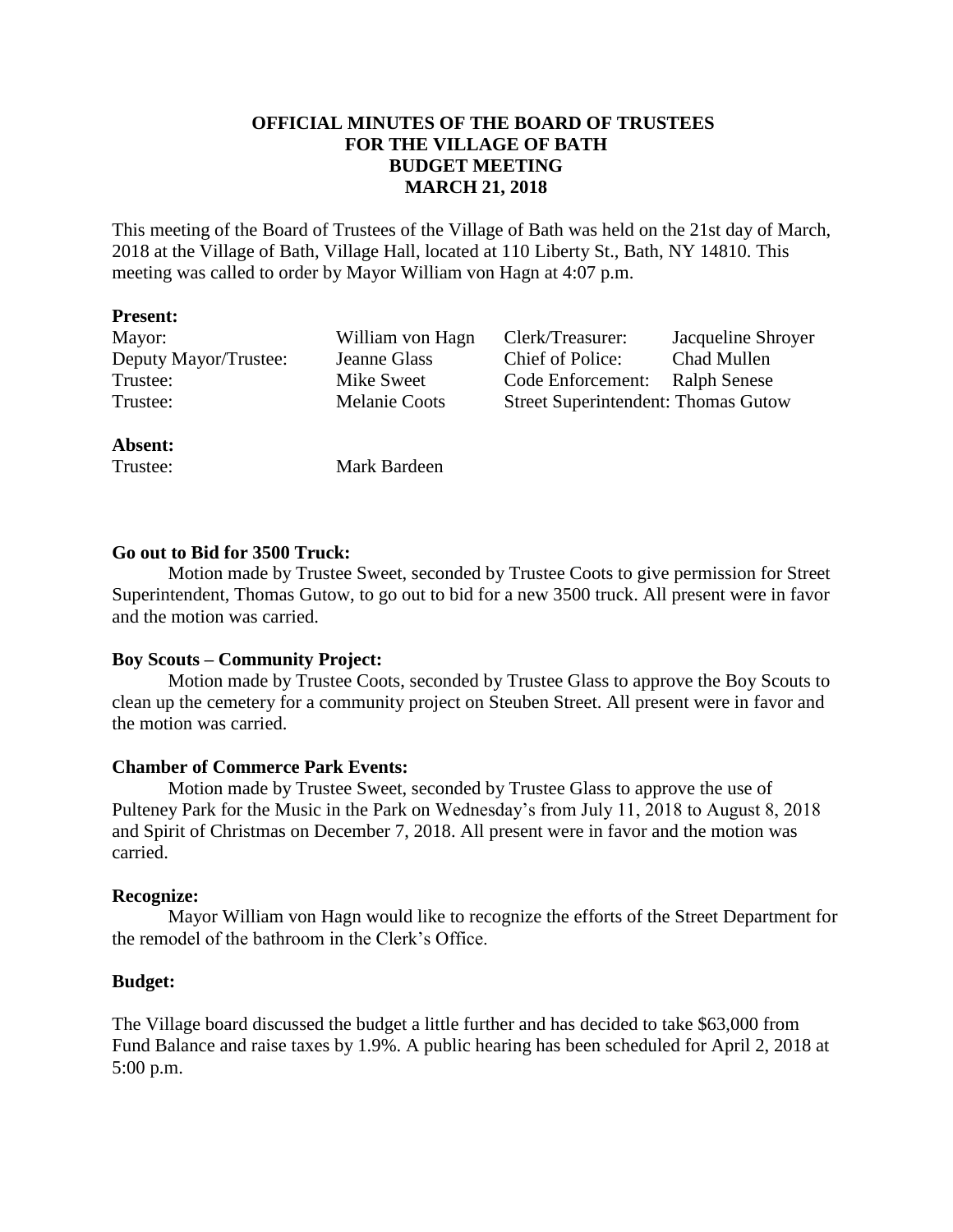**OFFICIAL MINUTES OF THE BOARD OF TRUSTEES**
**FOR THE VILLAGE OF BATH**
**BUDGET MEETING**
**MARCH 21, 2018**

This meeting of the Board of Trustees of the Village of Bath was held on the 21st day of March, 2018 at the Village of Bath, Village Hall, located at 110 Liberty St., Bath, NY 14810. This meeting was called to order by Mayor William von Hagn at 4:07 p.m.

**Present:**

| | | | |
|---|---|---|---|
| Mayor: | William von Hagn | Clerk/Treasurer: | Jacqueline Shroyer |
| Deputy Mayor/Trustee: | Jeanne Glass | Chief of Police: | Chad Mullen |
| Trustee: | Mike Sweet | Code Enforcement: | Ralph Senese |
| Trustee: | Melanie Coots | Street Superintendent: | Thomas Gutow |

**Absent:**

Trustee: Mark Bardeen

**Go out to Bid for 3500 Truck:**

Motion made by Trustee Sweet, seconded by Trustee Coots to give permission for Street Superintendent, Thomas Gutow, to go out to bid for a new 3500 truck. All present were in favor and the motion was carried.

**Boy Scouts – Community Project:**

Motion made by Trustee Coots, seconded by Trustee Glass to approve the Boy Scouts to clean up the cemetery for a community project on Steuben Street. All present were in favor and the motion was carried.

**Chamber of Commerce Park Events:**

Motion made by Trustee Sweet, seconded by Trustee Glass to approve the use of Pulteney Park for the Music in the Park on Wednesday's from July 11, 2018 to August 8, 2018 and Spirit of Christmas on December 7, 2018. All present were in favor and the motion was carried.

**Recognize:**

Mayor William von Hagn would like to recognize the efforts of the Street Department for the remodel of the bathroom in the Clerk's Office.

**Budget:**

The Village board discussed the budget a little further and has decided to take $63,000 from Fund Balance and raise taxes by 1.9%. A public hearing has been scheduled for April 2, 2018 at 5:00 p.m.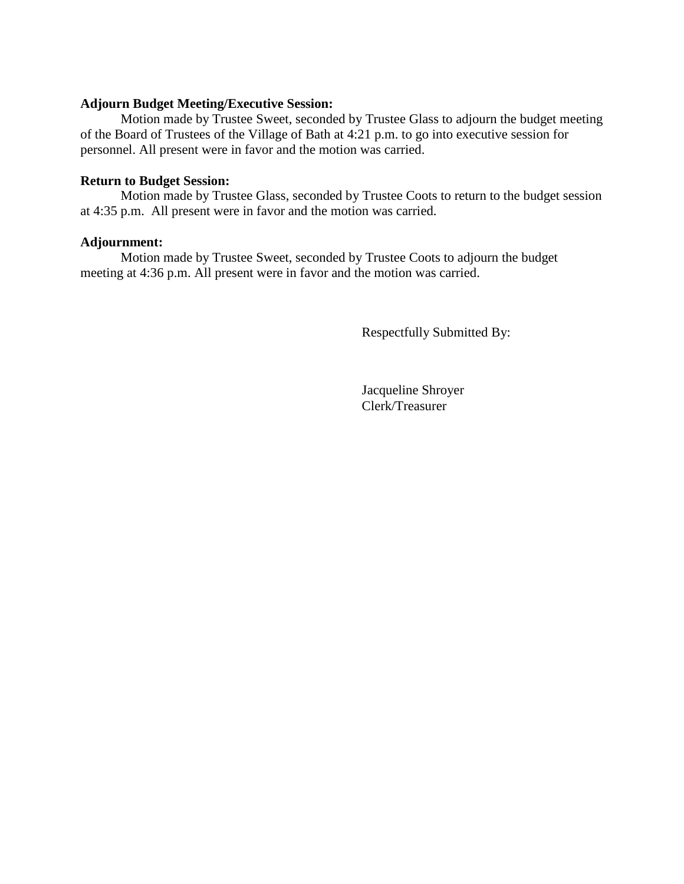**Adjourn Budget Meeting/Executive Session:**

Motion made by Trustee Sweet, seconded by Trustee Glass to adjourn the budget meeting of the Board of Trustees of the Village of Bath at 4:21 p.m. to go into executive session for personnel. All present were in favor and the motion was carried.

**Return to Budget Session:**

Motion made by Trustee Glass, seconded by Trustee Coots to return to the budget session at 4:35 p.m. All present were in favor and the motion was carried.

**Adjournment:**

Motion made by Trustee Sweet, seconded by Trustee Coots to adjourn the budget meeting at 4:36 p.m. All present were in favor and the motion was carried.

Respectfully Submitted By:

Jacqueline Shroyer
Clerk/Treasurer